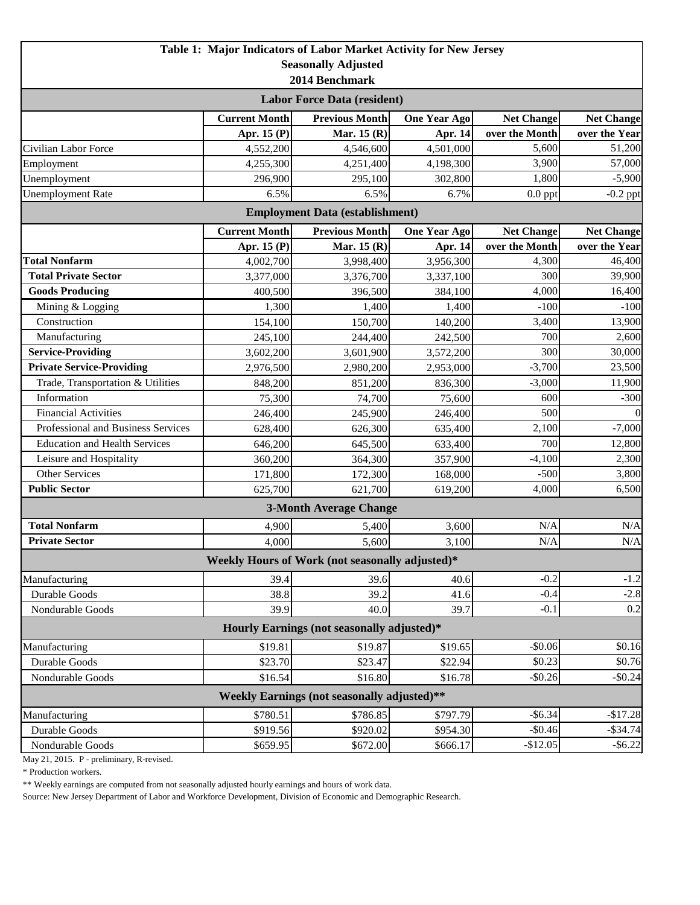# Table 1: Major Indicators of Labor Market Activity for New Jersey

**Seasonally Adjusted**

**2014 Benchmark**

| Labor Force Data (resident) | | | | | |
|---|---|---|---|---|---|
| | **Current Month** | **Previous Month** | **One Year Ago** | **Net Change** | **Net Change** |
| | **Apr. 15 (P)** | **Mar. 15 (R)** | **Apr. 14** | **over the Month** | **over the Year** |
| Civilian Labor Force | 4,552,200 | 4,546,600 | 4,501,000 | 5,600 | 51,200 |
| Employment | 4,255,300 | 4,251,400 | 4,198,300 | 3,900 | 57,000 |
| Unemployment | 296,900 | 295,100 | 302,800 | 1,800 | -5,900 |
| Unemployment Rate | 6.5% | 6.5% | 6.7% | 0.0 ppt | -0.2 ppt |

| Employment Data (establishment) | | | | | |
|---|---|---|---|---|---|
| | **Current Month** | **Previous Month** | **One Year Ago** | **Net Change** | **Net Change** |
| | **Apr. 15 (P)** | **Mar. 15 (R)** | **Apr. 14** | **over the Month** | **over the Year** |
| **Total Nonfarm** | 4,002,700 | 3,998,400 | 3,956,300 | 4,300 | 46,400 |
| **Total Private Sector** | 3,377,000 | 3,376,700 | 3,337,100 | 300 | 39,900 |
| **Goods Producing** | 400,500 | 396,500 | 384,100 | 4,000 | 16,400 |
| Mining & Logging | 1,300 | 1,400 | 1,400 | -100 | -100 |
| Construction | 154,100 | 150,700 | 140,200 | 3,400 | 13,900 |
| Manufacturing | 245,100 | 244,400 | 242,500 | 700 | 2,600 |
| **Service-Providing** | 3,602,200 | 3,601,900 | 3,572,200 | 300 | 30,000 |
| **Private Service-Providing** | 2,976,500 | 2,980,200 | 2,953,000 | -3,700 | 23,500 |
| Trade, Transportation & Utilities | 848,200 | 851,200 | 836,300 | -3,000 | 11,900 |
| Information | 75,300 | 74,700 | 75,600 | 600 | -300 |
| Financial Activities | 246,400 | 245,900 | 246,400 | 500 | 0 |
| Professional and Business Services | 628,400 | 626,300 | 635,400 | 2,100 | -7,000 |
| Education and Health Services | 646,200 | 645,500 | 633,400 | 700 | 12,800 |
| Leisure and Hospitality | 360,200 | 364,300 | 357,900 | -4,100 | 2,300 |
| Other Services | 171,800 | 172,300 | 168,000 | -500 | 3,800 |
| **Public Sector** | 625,700 | 621,700 | 619,200 | 4,000 | 6,500 |

| 3-Month Average Change | | | | | |
|---|---|---|---|---|---|
| **Total Nonfarm** | 4,900 | 5,400 | 3,600 | N/A | N/A |
| **Private Sector** | 4,000 | 5,600 | 3,100 | N/A | N/A |

| Weekly Hours of Work (not seasonally adjusted)* | | | | | |
|---|---|---|---|---|---|
| Manufacturing | 39.4 | 39.6 | 40.6 | -0.2 | -1.2 |
| Durable Goods | 38.8 | 39.2 | 41.6 | -0.4 | -2.8 |
| Nondurable Goods | 39.9 | 40.0 | 39.7 | -0.1 | 0.2 |

| Hourly Earnings (not seasonally adjusted)* | | | | | |
|---|---|---|---|---|---|
| Manufacturing | $19.81 | $19.87 | $19.65 | -$0.06 | $0.16 |
| Durable Goods | $23.70 | $23.47 | $22.94 | $0.23 | $0.76 |
| Nondurable Goods | $16.54 | $16.80 | $16.78 | -$0.26 | -$0.24 |

| Weekly Earnings (not seasonally adjusted)** | | | | | |
|---|---|---|---|---|---|
| Manufacturing | $780.51 | $786.85 | $797.79 | -$6.34 | -$17.28 |
| Durable Goods | $919.56 | $920.02 | $954.30 | -$0.46 | -$34.74 |
| Nondurable Goods | $659.95 | $672.00 | $666.17 | -$12.05 | -$6.22 |

May 21, 2015. P - preliminary, R-revised.

* Production workers.

** Weekly earnings are computed from not seasonally adjusted hourly earnings and hours of work data.

Source: New Jersey Department of Labor and Workforce Development, Division of Economic and Demographic Research.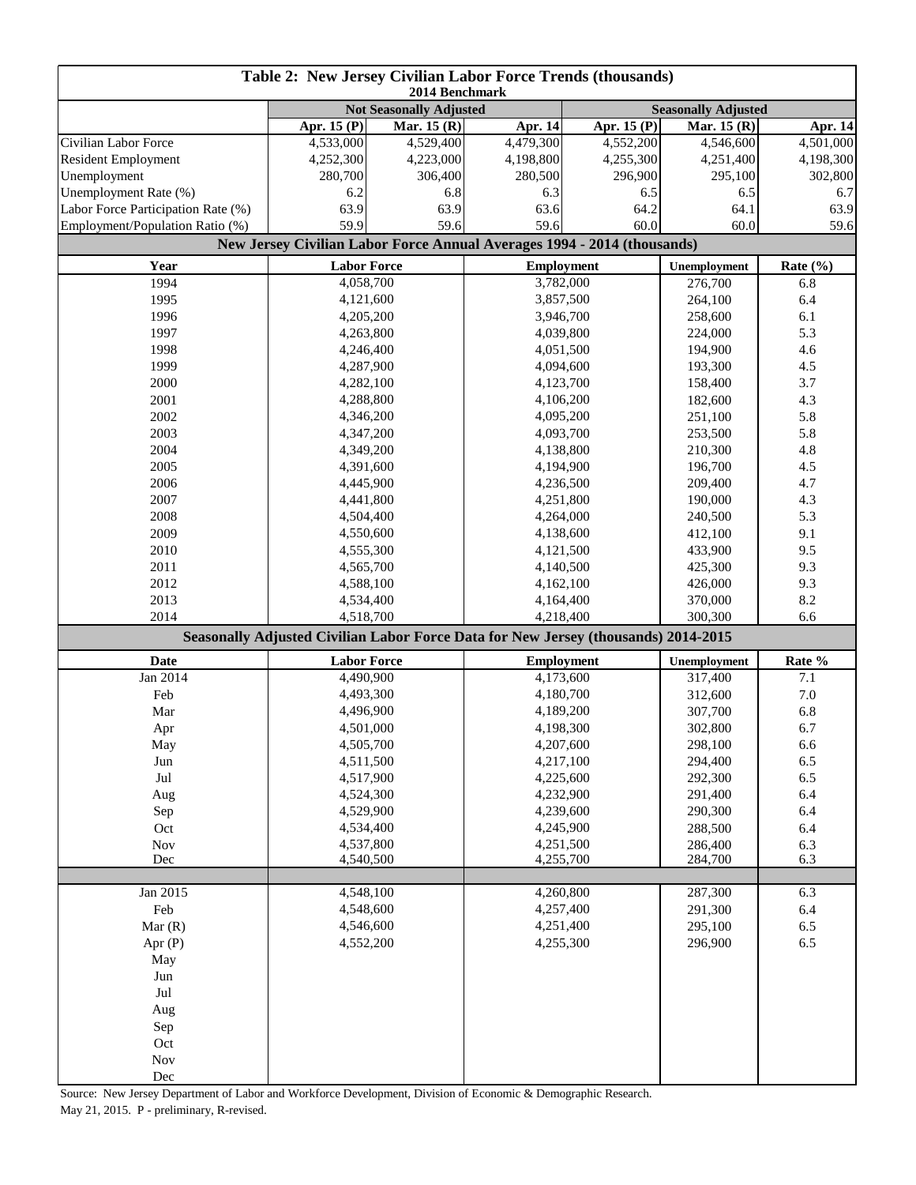# Table 2: New Jersey Civilian Labor Force Trends (thousands)

**2014 Benchmark**

| | Not Seasonally Adjusted | | | Seasonally Adjusted | | |
|---|---|---|---|---|---|---|
| | Apr. 15 (P) | Mar. 15 (R) | Apr. 14 | Apr. 15 (P) | Mar. 15 (R) | Apr. 14 |
| Civilian Labor Force | 4,533,000 | 4,529,400 | 4,479,300 | 4,552,200 | 4,546,600 | 4,501,000 |
| Resident Employment | 4,252,300 | 4,223,000 | 4,198,800 | 4,255,300 | 4,251,400 | 4,198,300 |
| Unemployment | 280,700 | 306,400 | 280,500 | 296,900 | 295,100 | 302,800 |
| Unemployment Rate (%) | 6.2 | 6.8 | 6.3 | 6.5 | 6.5 | 6.7 |
| Labor Force Participation Rate (%) | 63.9 | 63.9 | 63.6 | 64.2 | 64.1 | 63.9 |
| Employment/Population Ratio (%) | 59.9 | 59.6 | 59.6 | 60.0 | 60.0 | 59.6 |

## New Jersey Civilian Labor Force Annual Averages 1994 - 2014 (thousands)

| Year | Labor Force | Employment | Unemployment | Rate (%) |
|---|---|---|---|---|
| 1994 | 4,058,700 | 3,782,000 | 276,700 | 6.8 |
| 1995 | 4,121,600 | 3,857,500 | 264,100 | 6.4 |
| 1996 | 4,205,200 | 3,946,700 | 258,600 | 6.1 |
| 1997 | 4,263,800 | 4,039,800 | 224,000 | 5.3 |
| 1998 | 4,246,400 | 4,051,500 | 194,900 | 4.6 |
| 1999 | 4,287,900 | 4,094,600 | 193,300 | 4.5 |
| 2000 | 4,282,100 | 4,123,700 | 158,400 | 3.7 |
| 2001 | 4,288,800 | 4,106,200 | 182,600 | 4.3 |
| 2002 | 4,346,200 | 4,095,200 | 251,100 | 5.8 |
| 2003 | 4,347,200 | 4,093,700 | 253,500 | 5.8 |
| 2004 | 4,349,200 | 4,138,800 | 210,300 | 4.8 |
| 2005 | 4,391,600 | 4,194,900 | 196,700 | 4.5 |
| 2006 | 4,445,900 | 4,236,500 | 209,400 | 4.7 |
| 2007 | 4,441,800 | 4,251,800 | 190,000 | 4.3 |
| 2008 | 4,504,400 | 4,264,000 | 240,500 | 5.3 |
| 2009 | 4,550,600 | 4,138,600 | 412,100 | 9.1 |
| 2010 | 4,555,300 | 4,121,500 | 433,900 | 9.5 |
| 2011 | 4,565,700 | 4,140,500 | 425,300 | 9.3 |
| 2012 | 4,588,100 | 4,162,100 | 426,000 | 9.3 |
| 2013 | 4,534,400 | 4,164,400 | 370,000 | 8.2 |
| 2014 | 4,518,700 | 4,218,400 | 300,300 | 6.6 |

## Seasonally Adjusted Civilian Labor Force Data for New Jersey (thousands) 2014-2015

| Date | Labor Force | Employment | Unemployment | Rate % |
|---|---|---|---|---|
| Jan 2014 | 4,490,900 | 4,173,600 | 317,400 | 7.1 |
| Feb | 4,493,300 | 4,180,700 | 312,600 | 7.0 |
| Mar | 4,496,900 | 4,189,200 | 307,700 | 6.8 |
| Apr | 4,501,000 | 4,198,300 | 302,800 | 6.7 |
| May | 4,505,700 | 4,207,600 | 298,100 | 6.6 |
| Jun | 4,511,500 | 4,217,100 | 294,400 | 6.5 |
| Jul | 4,517,900 | 4,225,600 | 292,300 | 6.5 |
| Aug | 4,524,300 | 4,232,900 | 291,400 | 6.4 |
| Sep | 4,529,900 | 4,239,600 | 290,300 | 6.4 |
| Oct | 4,534,400 | 4,245,900 | 288,500 | 6.4 |
| Nov | 4,537,800 | 4,251,500 | 286,400 | 6.3 |
| Dec | 4,540,500 | 4,255,700 | 284,700 | 6.3 |
| | | | | |
| Jan 2015 | 4,548,100 | 4,260,800 | 287,300 | 6.3 |
| Feb | 4,548,600 | 4,257,400 | 291,300 | 6.4 |
| Mar (R) | 4,546,600 | 4,251,400 | 295,100 | 6.5 |
| Apr (P) | 4,552,200 | 4,255,300 | 296,900 | 6.5 |
| May | | | | |
| Jun | | | | |
| Jul | | | | |
| Aug | | | | |
| Sep | | | | |
| Oct | | | | |
| Nov | | | | |
| Dec | | | | |

Source: New Jersey Department of Labor and Workforce Development, Division of Economic & Demographic Research.
May 21, 2015. P - preliminary, R-revised.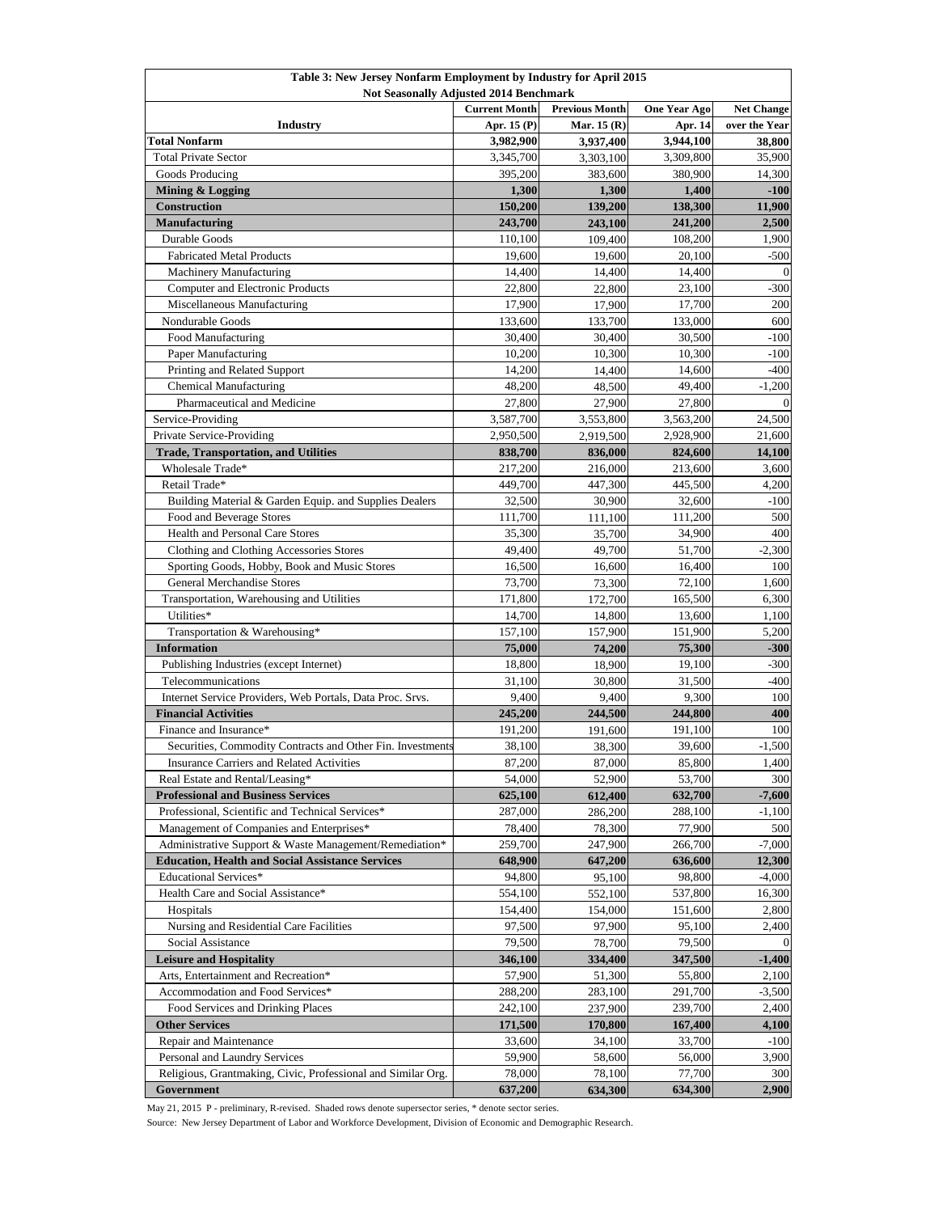**Table 3: New Jersey Nonfarm Employment by Industry for April 2015**
**Not Seasonally Adjusted 2014 Benchmark**

| Industry | Current Month Apr. 15 (P) | Previous Month Mar. 15 (R) | One Year Ago Apr. 14 | Net Change over the Year |
|---|---|---|---|---|
| **Total Nonfarm** | **3,982,900** | **3,937,400** | **3,944,100** | **38,800** |
| Total Private Sector | 3,345,700 | 3,303,100 | 3,309,800 | 35,900 |
| Goods Producing | 395,200 | 383,600 | 380,900 | 14,300 |
| **Mining & Logging** | **1,300** | **1,300** | **1,400** | **-100** |
| **Construction** | **150,200** | **139,200** | **138,300** | **11,900** |
| **Manufacturing** | **243,700** | **243,100** | **241,200** | **2,500** |
| Durable Goods | 110,100 | 109,400 | 108,200 | 1,900 |
| Fabricated Metal Products | 19,600 | 19,600 | 20,100 | -500 |
| Machinery Manufacturing | 14,400 | 14,400 | 14,400 | 0 |
| Computer and Electronic Products | 22,800 | 22,800 | 23,100 | -300 |
| Miscellaneous Manufacturing | 17,900 | 17,900 | 17,700 | 200 |
| Nondurable Goods | 133,600 | 133,700 | 133,000 | 600 |
| Food Manufacturing | 30,400 | 30,400 | 30,500 | -100 |
| Paper Manufacturing | 10,200 | 10,300 | 10,300 | -100 |
| Printing and Related Support | 14,200 | 14,400 | 14,600 | -400 |
| Chemical Manufacturing | 48,200 | 48,500 | 49,400 | -1,200 |
| Pharmaceutical and Medicine | 27,800 | 27,900 | 27,800 | 0 |
| Service-Providing | 3,587,700 | 3,553,800 | 3,563,200 | 24,500 |
| Private Service-Providing | 2,950,500 | 2,919,500 | 2,928,900 | 21,600 |
| **Trade, Transportation, and Utilities** | **838,700** | **836,000** | **824,600** | **14,100** |
| Wholesale Trade* | 217,200 | 216,000 | 213,600 | 3,600 |
| Retail Trade* | 449,700 | 447,300 | 445,500 | 4,200 |
| Building Material & Garden Equip. and Supplies Dealers | 32,500 | 30,900 | 32,600 | -100 |
| Food and Beverage Stores | 111,700 | 111,100 | 111,200 | 500 |
| Health and Personal Care Stores | 35,300 | 35,700 | 34,900 | 400 |
| Clothing and Clothing Accessories Stores | 49,400 | 49,700 | 51,700 | -2,300 |
| Sporting Goods, Hobby, Book and Music Stores | 16,500 | 16,600 | 16,400 | 100 |
| General Merchandise Stores | 73,700 | 73,300 | 72,100 | 1,600 |
| Transportation, Warehousing and Utilities | 171,800 | 172,700 | 165,500 | 6,300 |
| Utilities* | 14,700 | 14,800 | 13,600 | 1,100 |
| Transportation & Warehousing* | 157,100 | 157,900 | 151,900 | 5,200 |
| **Information** | **75,000** | **74,200** | **75,300** | **-300** |
| Publishing Industries (except Internet) | 18,800 | 18,900 | 19,100 | -300 |
| Telecommunications | 31,100 | 30,800 | 31,500 | -400 |
| Internet Service Providers, Web Portals, Data Proc. Srvs. | 9,400 | 9,400 | 9,300 | 100 |
| **Financial Activities** | **245,200** | **244,500** | **244,800** | **400** |
| Finance and Insurance* | 191,200 | 191,600 | 191,100 | 100 |
| Securities, Commodity Contracts and Other Fin. Investments | 38,100 | 38,300 | 39,600 | -1,500 |
| Insurance Carriers and Related Activities | 87,200 | 87,000 | 85,800 | 1,400 |
| Real Estate and Rental/Leasing* | 54,000 | 52,900 | 53,700 | 300 |
| **Professional and Business Services** | **625,100** | **612,400** | **632,700** | **-7,600** |
| Professional, Scientific and Technical Services* | 287,000 | 286,200 | 288,100 | -1,100 |
| Management of Companies and Enterprises* | 78,400 | 78,300 | 77,900 | 500 |
| Administrative Support & Waste Management/Remediation* | 259,700 | 247,900 | 266,700 | -7,000 |
| **Education, Health and Social Assistance Services** | **648,900** | **647,200** | **636,600** | **12,300** |
| Educational Services* | 94,800 | 95,100 | 98,800 | -4,000 |
| Health Care and Social Assistance* | 554,100 | 552,100 | 537,800 | 16,300 |
| Hospitals | 154,400 | 154,000 | 151,600 | 2,800 |
| Nursing and Residential Care Facilities | 97,500 | 97,900 | 95,100 | 2,400 |
| Social Assistance | 79,500 | 78,700 | 79,500 | 0 |
| **Leisure and Hospitality** | **346,100** | **334,400** | **347,500** | **-1,400** |
| Arts, Entertainment and Recreation* | 57,900 | 51,300 | 55,800 | 2,100 |
| Accommodation and Food Services* | 288,200 | 283,100 | 291,700 | -3,500 |
| Food Services and Drinking Places | 242,100 | 237,900 | 239,700 | 2,400 |
| **Other Services** | **171,500** | **170,800** | **167,400** | **4,100** |
| Repair and Maintenance | 33,600 | 34,100 | 33,700 | -100 |
| Personal and Laundry Services | 59,900 | 58,600 | 56,000 | 3,900 |
| Religious, Grantmaking, Civic, Professional and Similar Org. | 78,000 | 78,100 | 77,700 | 300 |
| **Government** | **637,200** | **634,300** | **634,300** | **2,900** |

May 21, 2015 P - preliminary, R-revised. Shaded rows denote supersector series, * denote sector series.

Source: New Jersey Department of Labor and Workforce Development, Division of Economic and Demographic Research.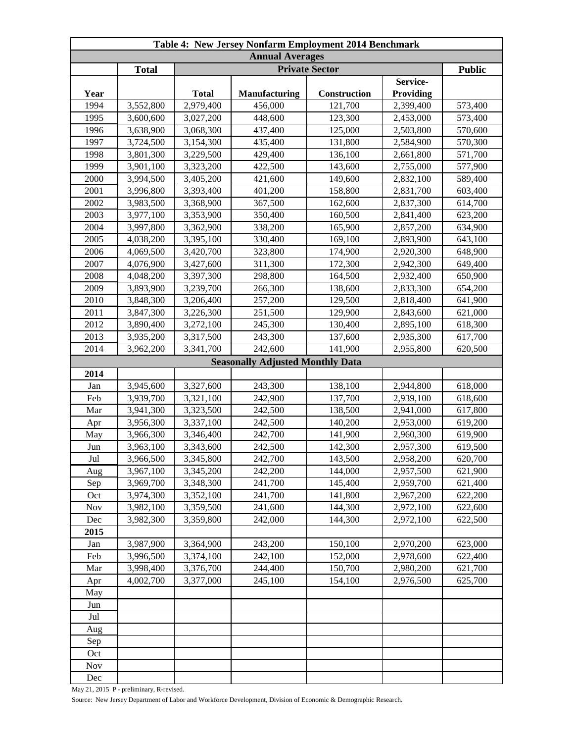| Table 4: New Jersey Nonfarm Employment 2014 Benchmark | | | | | | |
|---|---|---|---|---|---|---|
| **Annual Averages** | | | | | | |
| | **Total** | **Private Sector** | | | | **Public** |
| **Year** | | **Total** | **Manufacturing** | **Construction** | **Service-Providing** | |
| 1994 | 3,552,800 | 2,979,400 | 456,000 | 121,700 | 2,399,400 | 573,400 |
| 1995 | 3,600,600 | 3,027,200 | 448,600 | 123,300 | 2,453,000 | 573,400 |
| 1996 | 3,638,900 | 3,068,300 | 437,400 | 125,000 | 2,503,800 | 570,600 |
| 1997 | 3,724,500 | 3,154,300 | 435,400 | 131,800 | 2,584,900 | 570,300 |
| 1998 | 3,801,300 | 3,229,500 | 429,400 | 136,100 | 2,661,800 | 571,700 |
| 1999 | 3,901,100 | 3,323,200 | 422,500 | 143,600 | 2,755,000 | 577,900 |
| 2000 | 3,994,500 | 3,405,200 | 421,600 | 149,600 | 2,832,100 | 589,400 |
| 2001 | 3,996,800 | 3,393,400 | 401,200 | 158,800 | 2,831,700 | 603,400 |
| 2002 | 3,983,500 | 3,368,900 | 367,500 | 162,600 | 2,837,300 | 614,700 |
| 2003 | 3,977,100 | 3,353,900 | 350,400 | 160,500 | 2,841,400 | 623,200 |
| 2004 | 3,997,800 | 3,362,900 | 338,200 | 165,900 | 2,857,200 | 634,900 |
| 2005 | 4,038,200 | 3,395,100 | 330,400 | 169,100 | 2,893,900 | 643,100 |
| 2006 | 4,069,500 | 3,420,700 | 323,800 | 174,900 | 2,920,300 | 648,900 |
| 2007 | 4,076,900 | 3,427,600 | 311,300 | 172,300 | 2,942,300 | 649,400 |
| 2008 | 4,048,200 | 3,397,300 | 298,800 | 164,500 | 2,932,400 | 650,900 |
| 2009 | 3,893,900 | 3,239,700 | 266,300 | 138,600 | 2,833,300 | 654,200 |
| 2010 | 3,848,300 | 3,206,400 | 257,200 | 129,500 | 2,818,400 | 641,900 |
| 2011 | 3,847,300 | 3,226,300 | 251,500 | 129,900 | 2,843,600 | 621,000 |
| 2012 | 3,890,400 | 3,272,100 | 245,300 | 130,400 | 2,895,100 | 618,300 |
| 2013 | 3,935,200 | 3,317,500 | 243,300 | 137,600 | 2,935,300 | 617,700 |
| 2014 | 3,962,200 | 3,341,700 | 242,600 | 141,900 | 2,955,800 | 620,500 |
| **Seasonally Adjusted Monthly Data** | | | | | | |
| **2014** | | | | | | |
| Jan | 3,945,600 | 3,327,600 | 243,300 | 138,100 | 2,944,800 | 618,000 |
| Feb | 3,939,700 | 3,321,100 | 242,900 | 137,700 | 2,939,100 | 618,600 |
| Mar | 3,941,300 | 3,323,500 | 242,500 | 138,500 | 2,941,000 | 617,800 |
| Apr | 3,956,300 | 3,337,100 | 242,500 | 140,200 | 2,953,000 | 619,200 |
| May | 3,966,300 | 3,346,400 | 242,700 | 141,900 | 2,960,300 | 619,900 |
| Jun | 3,963,100 | 3,343,600 | 242,500 | 142,300 | 2,957,300 | 619,500 |
| Jul | 3,966,500 | 3,345,800 | 242,700 | 143,500 | 2,958,200 | 620,700 |
| Aug | 3,967,100 | 3,345,200 | 242,200 | 144,000 | 2,957,500 | 621,900 |
| Sep | 3,969,700 | 3,348,300 | 241,700 | 145,400 | 2,959,700 | 621,400 |
| Oct | 3,974,300 | 3,352,100 | 241,700 | 141,800 | 2,967,200 | 622,200 |
| Nov | 3,982,100 | 3,359,500 | 241,600 | 144,300 | 2,972,100 | 622,600 |
| Dec | 3,982,300 | 3,359,800 | 242,000 | 144,300 | 2,972,100 | 622,500 |
| **2015** | | | | | | |
| Jan | 3,987,900 | 3,364,900 | 243,200 | 150,100 | 2,970,200 | 623,000 |
| Feb | 3,996,500 | 3,374,100 | 242,100 | 152,000 | 2,978,600 | 622,400 |
| Mar | 3,998,400 | 3,376,700 | 244,400 | 150,700 | 2,980,200 | 621,700 |
| Apr | 4,002,700 | 3,377,000 | 245,100 | 154,100 | 2,976,500 | 625,700 |
| May | | | | | | |
| Jun | | | | | | |
| Jul | | | | | | |
| Aug | | | | | | |
| Sep | | | | | | |
| Oct | | | | | | |
| Nov | | | | | | |
| Dec | | | | | | |

May 21, 2015 P - preliminary, R-revised.

Source: New Jersey Department of Labor and Workforce Development, Division of Economic & Demographic Research.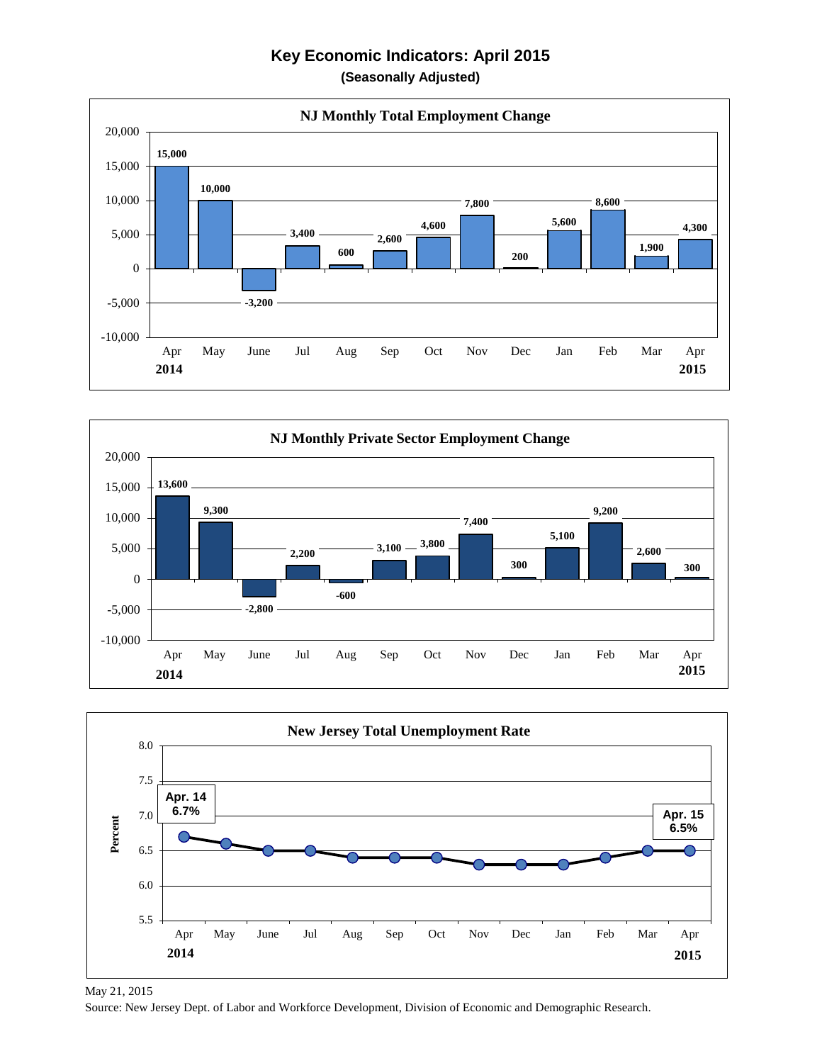# Key Economic Indicators: April 2015

**(Seasonally Adjusted)**

## NJ Monthly Total Employment Change

| Month | Change |
|---|---|
| Apr 2014 | 15,000 |
| May | 10,000 |
| June | -3,200 |
| Jul | 3,400 |
| Aug | 600 |
| Sep | 2,600 |
| Oct | 4,600 |
| Nov | 7,800 |
| Dec | 200 |
| Jan | 5,600 |
| Feb | 8,600 |
| Mar | 1,900 |
| Apr 2015 | 4,300 |

## NJ Monthly Private Sector Employment Change

| Month | Change |
|---|---|
| Apr 2014 | 13,600 |
| May | 9,300 |
| June | -2,800 |
| Jul | 2,200 |
| Aug | -600 |
| Sep | 3,100 |
| Oct | 3,800 |
| Nov | 7,400 |
| Dec | 300 |
| Jan | 5,100 |
| Feb | 9,200 |
| Mar | 2,600 |
| Apr 2015 | 300 |

## New Jersey Total Unemployment Rate

Apr. 14: 6.7%

Apr. 15: 6.5%

May 21, 2015

Source: New Jersey Dept. of Labor and Workforce Development, Division of Economic and Demographic Research.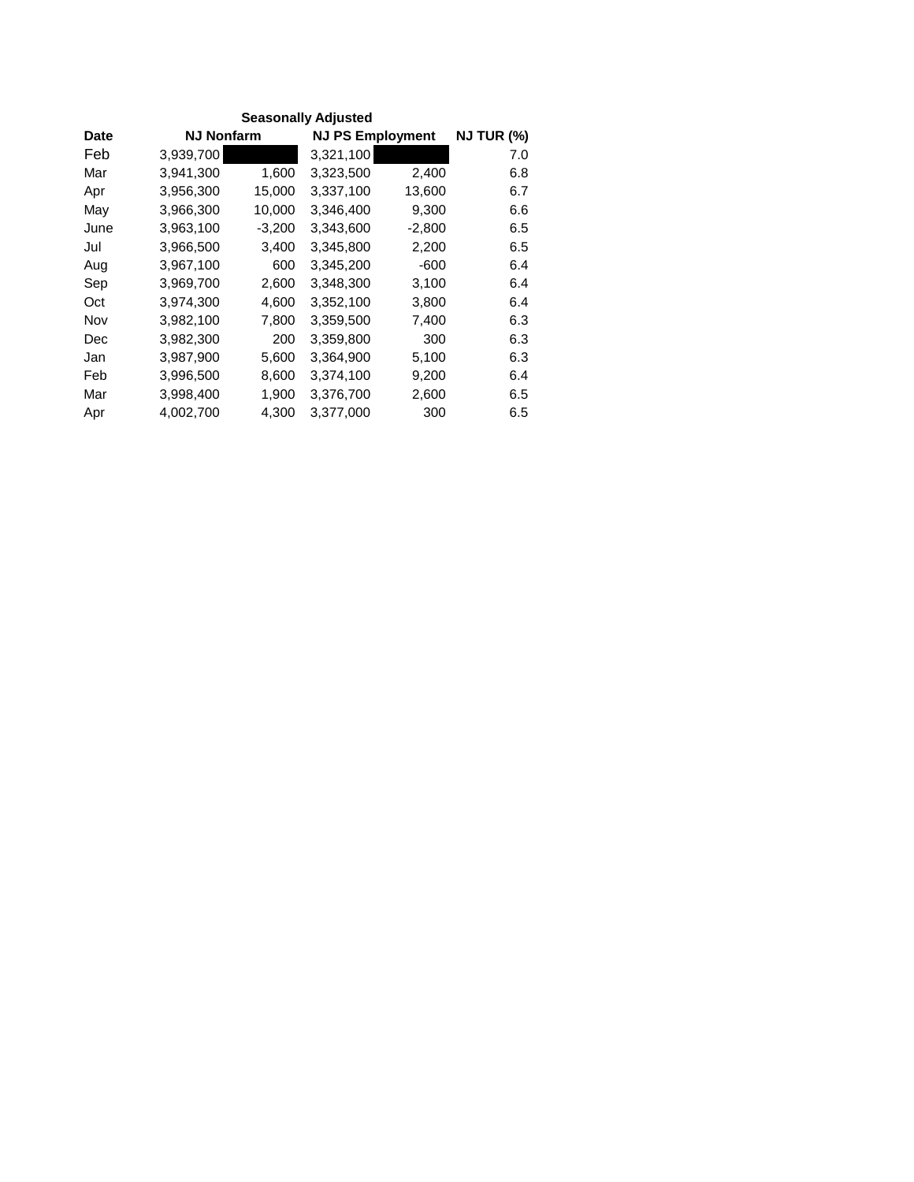| | Seasonally Adjusted | | | | |
| --- | --- | --- | --- | --- | --- |
| Date | NJ Nonfarm | | NJ PS Employment | | NJ TUR (%) |
| Feb | 3,939,700 | | 3,321,100 | | 7.0 |
| Mar | 3,941,300 | 1,600 | 3,323,500 | 2,400 | 6.8 |
| Apr | 3,956,300 | 15,000 | 3,337,100 | 13,600 | 6.7 |
| May | 3,966,300 | 10,000 | 3,346,400 | 9,300 | 6.6 |
| June | 3,963,100 | -3,200 | 3,343,600 | -2,800 | 6.5 |
| Jul | 3,966,500 | 3,400 | 3,345,800 | 2,200 | 6.5 |
| Aug | 3,967,100 | 600 | 3,345,200 | -600 | 6.4 |
| Sep | 3,969,700 | 2,600 | 3,348,300 | 3,100 | 6.4 |
| Oct | 3,974,300 | 4,600 | 3,352,100 | 3,800 | 6.4 |
| Nov | 3,982,100 | 7,800 | 3,359,500 | 7,400 | 6.3 |
| Dec | 3,982,300 | 200 | 3,359,800 | 300 | 6.3 |
| Jan | 3,987,900 | 5,600 | 3,364,900 | 5,100 | 6.3 |
| Feb | 3,996,500 | 8,600 | 3,374,100 | 9,200 | 6.4 |
| Mar | 3,998,400 | 1,900 | 3,376,700 | 2,600 | 6.5 |
| Apr | 4,002,700 | 4,300 | 3,377,000 | 300 | 6.5 |